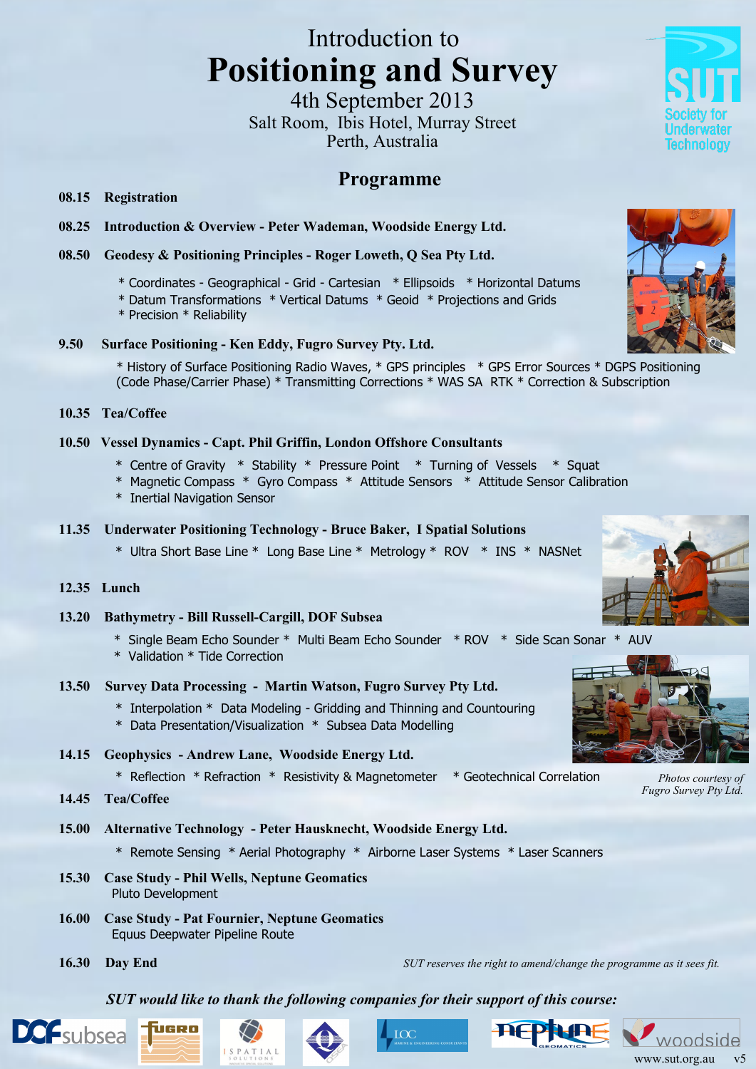Introduction to

# Positioning and Survey

4th September 2013

Salt Room, Ibis Hotel, Murray Street

Perth, Australia

SUT Society for Underwater Technology

## Programme

**08.15 Registration**

**08.25 Introduction & Overview - Peter Wademan, Woodside Energy Ltd.**

**08.50 Geodesy & Positioning Principles - Roger Loweth, Q Sea Pty Ltd.**

* Coordinates - Geographical - Grid - Cartesian * Ellipsoids * Horizontal Datums * Datum Transformations * Vertical Datums * Geoid * Projections and Grids * Precision * Reliability

**9.50 Surface Positioning - Ken Eddy, Fugro Survey Pty. Ltd.**

* History of Surface Positioning Radio Waves, * GPS principles * GPS Error Sources * DGPS Positioning (Code Phase/Carrier Phase) * Transmitting Corrections * WAS SA RTK * Correction & Subscription

**10.35 Tea/Coffee**

**10.50 Vessel Dynamics - Capt. Phil Griffin, London Offshore Consultants**

* Centre of Gravity * Stability * Pressure Point * Turning of Vessels * Squat * Magnetic Compass * Gyro Compass * Attitude Sensors * Attitude Sensor Calibration * Inertial Navigation Sensor

**11.35 Underwater Positioning Technology - Bruce Baker, I Spatial Solutions**

* Ultra Short Base Line * Long Base Line * Metrology * ROV * INS * NASNet

**12.35 Lunch**

**13.20 Bathymetry - Bill Russell-Cargill, DOF Subsea**

* Single Beam Echo Sounder * Multi Beam Echo Sounder * ROV * Side Scan Sonar * AUV * Validation * Tide Correction

**13.50 Survey Data Processing - Martin Watson, Fugro Survey Pty Ltd.**

* Interpolation * Data Modeling - Gridding and Thinning and Countouring * Data Presentation/Visualization * Subsea Data Modelling

**14.15 Geophysics - Andrew Lane, Woodside Energy Ltd.**

* Reflection * Refraction * Resistivity & Magnetometer * Geotechnical Correlation

*Photos courtesy of Fugro Survey Pty Ltd.*

**14.45 Tea/Coffee**

**15.00 Alternative Technology - Peter Hausknecht, Woodside Energy Ltd.**

* Remote Sensing * Aerial Photography * Airborne Laser Systems * Laser Scanners

**15.30 Case Study - Phil Wells, Neptune Geomatics**

Pluto Development

**16.00 Case Study - Pat Fournier, Neptune Geomatics**

Equus Deepwater Pipeline Route

**16.30 Day End**

*SUT reserves the right to amend/change the programme as it sees fit.*

***SUT would like to thank the following companies for their support of this course:***

DOF subsea, Fugro, I Spatial Solutions, LOC Marine & Engineering Consultants, Neptune Geomatics, Woodside

www.sut.org.au v5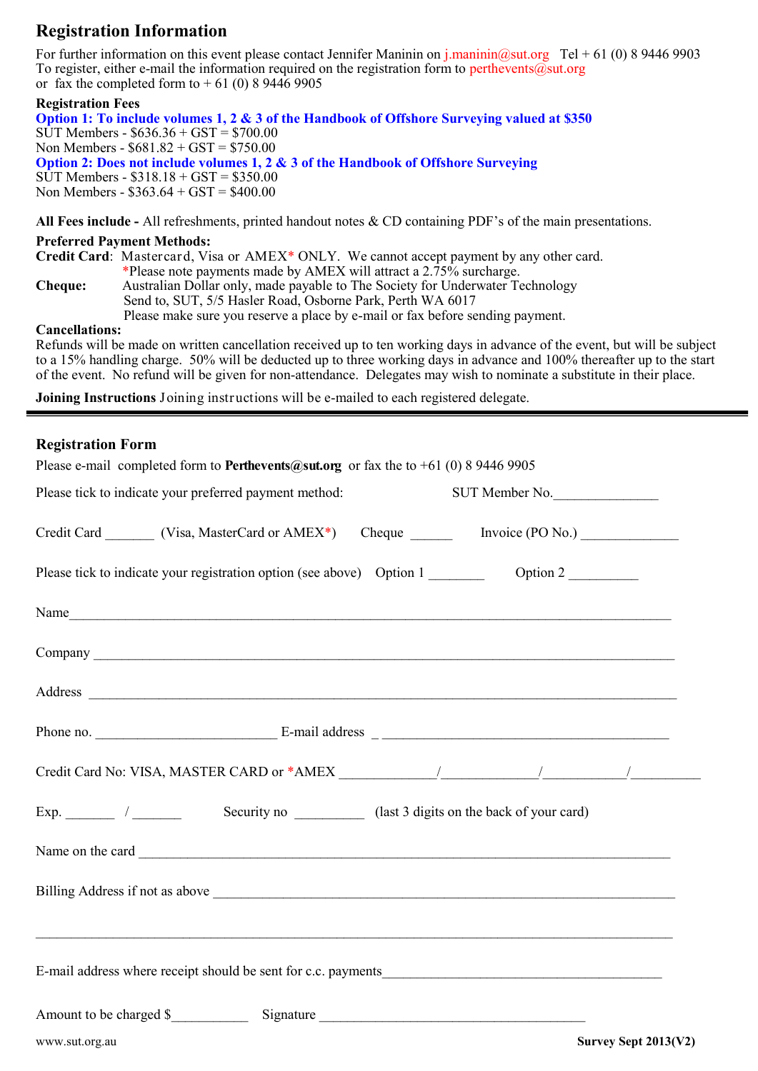## Registration Information

For further information on this event please contact Jennifer Maninin on j.maninin@sut.org Tel + 61 (0) 8 9446 9903
To register, either e-mail the information required on the registration form to perthevents@sut.org
or fax the completed form to + 61 (0) 8 9446 9905

**Registration Fees**

**Option 1: To include volumes 1, 2 & 3 of the Handbook of Offshore Surveying valued at $350**
SUT Members - $636.36 + GST = $700.00
Non Members - $681.82 + GST = $750.00

**Option 2: Does not include volumes 1, 2 & 3 of the Handbook of Offshore Surveying**
SUT Members - $318.18 + GST = $350.00
Non Members - $363.64 + GST = $400.00

**All Fees include -** All refreshments, printed handout notes & CD containing PDF's of the main presentations.

**Preferred Payment Methods:**

**Credit Card**: Mastercard, Visa or AMEX* ONLY. We cannot accept payment by any other card.
*Please note payments made by AMEX will attract a 2.75% surcharge.

**Cheque:** Australian Dollar only, made payable to The Society for Underwater Technology
Send to, SUT, 5/5 Hasler Road, Osborne Park, Perth WA 6017
Please make sure you reserve a place by e-mail or fax before sending payment.

**Cancellations:**
Refunds will be made on written cancellation received up to ten working days in advance of the event, but will be subject to a 15% handling charge. 50% will be deducted up to three working days in advance and 100% thereafter up to the start of the event. No refund will be given for non-attendance. Delegates may wish to nominate a substitute in their place.

**Joining Instructions** Joining instructions will be e-mailed to each registered delegate.

---

## Registration Form

Please e-mail completed form to **Perthevents@sut.org** or fax the to +61 (0) 8 9446 9905

Please tick to indicate your preferred payment method: SUT Member No.\_\_\_\_\_\_\_\_\_\_\_\_\_\_\_

Credit Card \_\_\_\_\_\_\_ (Visa, MasterCard or AMEX*) Cheque \_\_\_\_\_\_ Invoice (PO No.) \_\_\_\_\_\_\_\_\_\_\_\_\_\_

Please tick to indicate your registration option (see above) Option 1 \_\_\_\_\_\_\_\_ Option 2 \_\_\_\_\_\_\_\_\_\_

Name\_\_\_\_\_\_\_\_\_\_\_\_\_\_\_\_\_\_\_\_\_\_\_\_\_\_\_\_\_\_\_\_\_\_\_\_\_\_\_\_\_\_\_\_\_\_\_\_\_\_\_\_\_\_\_\_\_\_\_\_\_\_\_\_\_\_\_\_\_\_\_\_\_\_\_\_\_\_

Company \_\_\_\_\_\_\_\_\_\_\_\_\_\_\_\_\_\_\_\_\_\_\_\_\_\_\_\_\_\_\_\_\_\_\_\_\_\_\_\_\_\_\_\_\_\_\_\_\_\_\_\_\_\_\_\_\_\_\_\_\_\_\_\_\_\_\_\_\_\_\_\_\_\_\_

Address \_\_\_\_\_\_\_\_\_\_\_\_\_\_\_\_\_\_\_\_\_\_\_\_\_\_\_\_\_\_\_\_\_\_\_\_\_\_\_\_\_\_\_\_\_\_\_\_\_\_\_\_\_\_\_\_\_\_\_\_\_\_\_\_\_\_\_\_\_\_\_\_\_\_\_\_

Phone no. \_\_\_\_\_\_\_\_\_\_\_\_\_\_\_\_\_\_\_\_\_\_\_\_\_\_ E-mail address \_ \_\_\_\_\_\_\_\_\_\_\_\_\_\_\_\_\_\_\_\_\_\_\_\_\_\_\_\_\_\_\_\_\_\_\_\_\_\_\_\_\_\_

Credit Card No: VISA, MASTER CARD or *AMEX \_\_\_\_\_\_\_\_\_\_\_\_\_\_/\_\_\_\_\_\_\_\_\_\_\_\_\_\_/\_\_\_\_\_\_\_\_\_\_\_\_/\_\_\_\_\_\_\_\_\_\_

Exp. \_\_\_\_\_\_\_ / \_\_\_\_\_\_\_ Security no \_\_\_\_\_\_\_\_\_\_ (last 3 digits on the back of your card)

Name on the card \_\_\_\_\_\_\_\_\_\_\_\_\_\_\_\_\_\_\_\_\_\_\_\_\_\_\_\_\_\_\_\_\_\_\_\_\_\_\_\_\_\_\_\_\_\_\_\_\_\_\_\_\_\_\_\_\_\_\_\_\_\_\_\_\_\_\_\_\_\_\_\_

Billing Address if not as above \_\_\_\_\_\_\_\_\_\_\_\_\_\_\_\_\_\_\_\_\_\_\_\_\_\_\_\_\_\_\_\_\_\_\_\_\_\_\_\_\_\_\_\_\_\_\_\_\_\_\_\_\_\_\_\_\_\_\_\_\_\_\_\_

\_\_\_\_\_\_\_\_\_\_\_\_\_\_\_\_\_\_\_\_\_\_\_\_\_\_\_\_\_\_\_\_\_\_\_\_\_\_\_\_\_\_\_\_\_\_\_\_\_\_\_\_\_\_\_\_\_\_\_\_\_\_\_\_\_\_\_\_\_\_\_\_\_\_\_\_\_\_\_\_\_\_\_\_\_\_

E-mail address where receipt should be sent for c.c. payments\_\_\_\_\_\_\_\_\_\_\_\_\_\_\_\_\_\_\_\_\_\_\_\_\_\_\_\_\_\_\_\_\_\_\_\_\_\_\_\_\_

Amount to be charged $\_\_\_\_\_\_\_\_\_\_\_ Signature \_\_\_\_\_\_\_\_\_\_\_\_\_\_\_\_\_\_\_\_\_\_\_\_\_\_\_\_\_\_\_\_\_\_\_\_\_\_\_\_\_

www.sut.org.au **Survey Sept 2013(V2)**